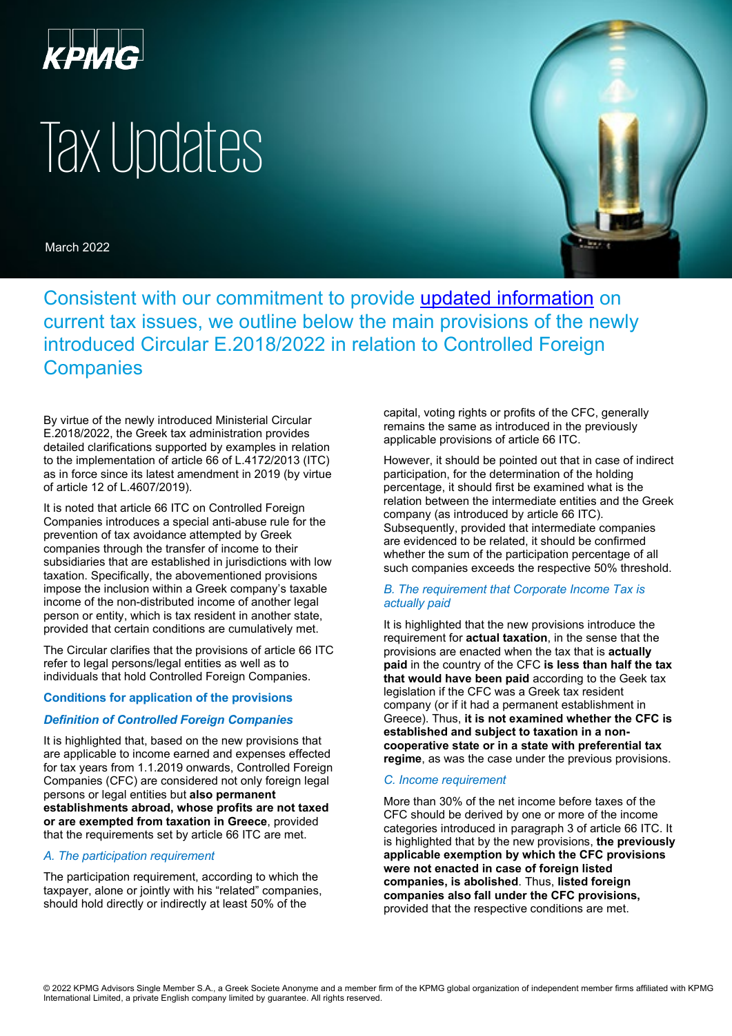# Tax Updates

March 2022

## Consistent with our commitment to provide updated information on current tax issues, we outline below the main provisions of the newly introduced Circular E.2018/2022 in relation to Controlled Foreign Companies

By virtue of the newly introduced Ministerial Circular E.2018/2022, the Greek tax administration provides detailed clarifications supported by examples in relation to the implementation of article 66 of L.4172/2013 (ITC) as in force since its latest amendment in 2019 (by virtue of article 12 of L.4607/2019).

It is noted that article 66 ITC on Controlled Foreign Companies introduces a special anti-abuse rule for the prevention of tax avoidance attempted by Greek companies through the transfer of income to their subsidiaries that are established in jurisdictions with low taxation. Specifically, the abovementioned provisions impose the inclusion within a Greek company's taxable income of the non-distributed income of another legal person or entity, which is tax resident in another state, provided that certain conditions are cumulatively met.

The Circular clarifies that the provisions of article 66 ITC refer to legal persons/legal entities as well as to individuals that hold Controlled Foreign Companies.

### Conditions for application of the provisions

#### *Definition of Controlled Foreign Companies*

It is highlighted that, based on the new provisions that are applicable to income earned and expenses effected for tax years from 1.1.2019 onwards, Controlled Foreign Companies (CFC) are considered not only foreign legal persons or legal entities but **also permanent establishments abroad, whose profits are not taxed or are exempted from taxation in Greece**, provided that the requirements set by article 66 ITC are met.

*A. The participation requirement*

The participation requirement, according to which the taxpayer, alone or jointly with his "related" companies, should hold directly or indirectly at least 50% of the capital, voting rights or profits of the CFC, generally remains the same as introduced in the previously applicable provisions of article 66 ITC.

However, it should be pointed out that in case of indirect participation, for the determination of the holding percentage, it should first be examined what is the relation between the intermediate entities and the Greek company (as introduced by article 66 ITC). Subsequently, provided that intermediate companies are evidenced to be related, it should be confirmed whether the sum of the participation percentage of all such companies exceeds the respective 50% threshold.

*B. The requirement that Corporate Income Tax is actually paid*

It is highlighted that the new provisions introduce the requirement for **actual taxation**, in the sense that the provisions are enacted when the tax that is **actually paid** in the country of the CFC **is less than half the tax that would have been paid** according to the Geek tax legislation if the CFC was a Greek tax resident company (or if it had a permanent establishment in Greece). Thus, **it is not examined whether the CFC is established and subject to taxation in a non-cooperative state or in a state with preferential tax regime**, as was the case under the previous provisions.

*C. Income requirement*

More than 30% of the net income before taxes of the CFC should be derived by one or more of the income categories introduced in paragraph 3 of article 66 ITC. It is highlighted that by the new provisions, **the previously applicable exemption by which the CFC provisions were not enacted in case of foreign listed companies, is abolished**. Thus, **listed foreign companies also fall under the CFC provisions,** provided that the respective conditions are met.

© 2022 KPMG Advisors Single Member S.A., a Greek Societe Anonyme and a member firm of the KPMG global organization of independent member firms affiliated with KPMG International Limited, a private English company limited by guarantee. All rights reserved.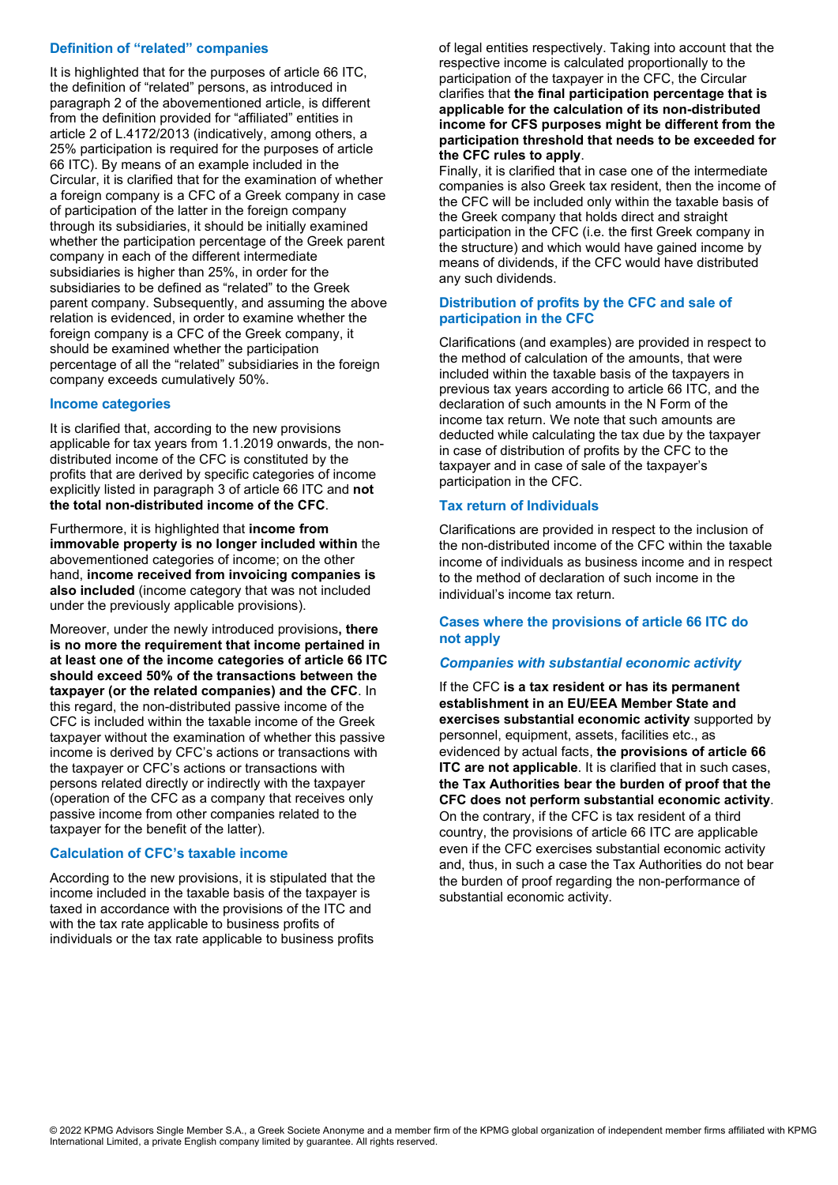## Definition of "related" companies

It is highlighted that for the purposes of article 66 ITC, the definition of "related" persons, as introduced in paragraph 2 of the abovementioned article, is different from the definition provided for "affiliated" entities in article 2 of L.4172/2013 (indicatively, among others, a 25% participation is required for the purposes of article 66 ITC). By means of an example included in the Circular, it is clarified that for the examination of whether a foreign company is a CFC of a Greek company in case of participation of the latter in the foreign company through its subsidiaries, it should be initially examined whether the participation percentage of the Greek parent company in each of the different intermediate subsidiaries is higher than 25%, in order for the subsidiaries to be defined as "related" to the Greek parent company. Subsequently, and assuming the above relation is evidenced, in order to examine whether the foreign company is a CFC of the Greek company, it should be examined whether the participation percentage of all the "related" subsidiaries in the foreign company exceeds cumulatively 50%.

## Income categories

It is clarified that, according to the new provisions applicable for tax years from 1.1.2019 onwards, the non-distributed income of the CFC is constituted by the profits that are derived by specific categories of income explicitly listed in paragraph 3 of article 66 ITC and **not the total non-distributed income of the CFC**.

Furthermore, it is highlighted that **income from immovable property is no longer included within** the abovementioned categories of income; on the other hand, **income received from invoicing companies is also included** (income category that was not included under the previously applicable provisions).

Moreover, under the newly introduced provisions**, there is no more the requirement that income pertained in at least one of the income categories of article 66 ITC should exceed 50% of the transactions between the taxpayer (or the related companies) and the CFC**. In this regard, the non-distributed passive income of the CFC is included within the taxable income of the Greek taxpayer without the examination of whether this passive income is derived by CFC's actions or transactions with the taxpayer or CFC's actions or transactions with persons related directly or indirectly with the taxpayer (operation of the CFC as a company that receives only passive income from other companies related to the taxpayer for the benefit of the latter).

## Calculation of CFC's taxable income

According to the new provisions, it is stipulated that the income included in the taxable basis of the taxpayer is taxed in accordance with the provisions of the ITC and with the tax rate applicable to business profits of individuals or the tax rate applicable to business profits of legal entities respectively. Taking into account that the respective income is calculated proportionally to the participation of the taxpayer in the CFC, the Circular clarifies that **the final participation percentage that is applicable for the calculation of its non-distributed income for CFS purposes might be different from the participation threshold that needs to be exceeded for the CFC rules to apply**.

Finally, it is clarified that in case one of the intermediate companies is also Greek tax resident, then the income of the CFC will be included only within the taxable basis of the Greek company that holds direct and straight participation in the CFC (i.e. the first Greek company in the structure) and which would have gained income by means of dividends, if the CFC would have distributed any such dividends.

## Distribution of profits by the CFC and sale of participation in the CFC

Clarifications (and examples) are provided in respect to the method of calculation of the amounts, that were included within the taxable basis of the taxpayers in previous tax years according to article 66 ITC, and the declaration of such amounts in the N Form of the income tax return. We note that such amounts are deducted while calculating the tax due by the taxpayer in case of distribution of profits by the CFC to the taxpayer and in case of sale of the taxpayer's participation in the CFC.

## Tax return of Individuals

Clarifications are provided in respect to the inclusion of the non-distributed income of the CFC within the taxable income of individuals as business income and in respect to the method of declaration of such income in the individual's income tax return.

## Cases where the provisions of article 66 ITC do not apply

### *Companies with substantial economic activity*

If the CFC **is a tax resident or has its permanent establishment in an EU/EEA Member State and exercises substantial economic activity** supported by personnel, equipment, assets, facilities etc., as evidenced by actual facts, **the provisions of article 66 ITC are not applicable**. It is clarified that in such cases, **the Tax Authorities bear the burden of proof that the CFC does not perform substantial economic activity**. On the contrary, if the CFC is tax resident of a third country, the provisions of article 66 ITC are applicable even if the CFC exercises substantial economic activity and, thus, in such a case the Tax Authorities do not bear the burden of proof regarding the non-performance of substantial economic activity.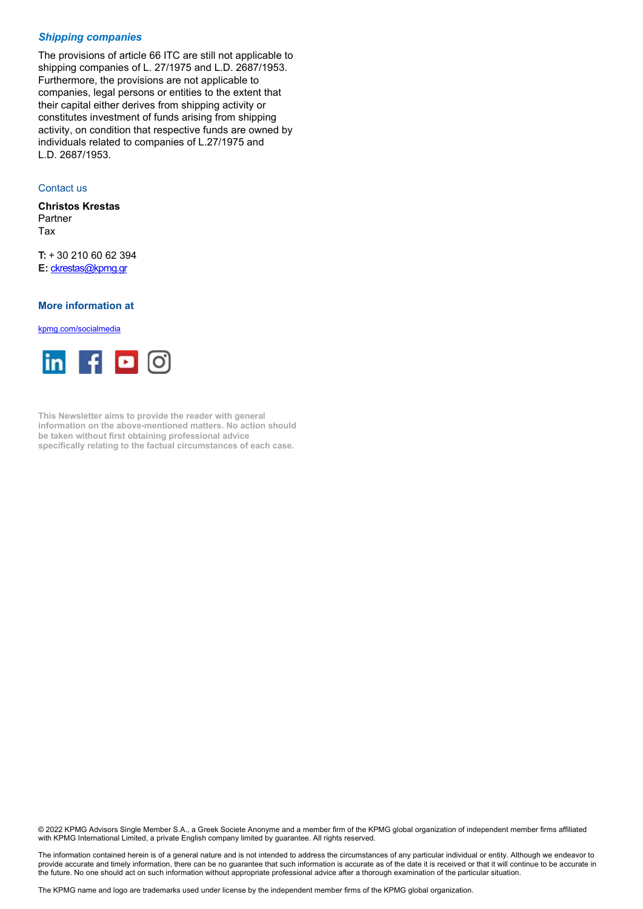### *Shipping companies*

The provisions of article 66 ITC are still not applicable to shipping companies of L. 27/1975 and L.D. 2687/1953. Furthermore, the provisions are not applicable to companies, legal persons or entities to the extent that their capital either derives from shipping activity or constitutes investment of funds arising from shipping activity, on condition that respective funds are owned by individuals related to companies of L.27/1975 and L.D. 2687/1953.

Contact us

**Christos Krestas**
Partner
Tax

**T:** + 30 210 60 62 394
**E:** ckrestas@kpmg.gr

**More information at**

kpmg.com/socialmedia

**This Newsletter aims to provide the reader with general information on the above-mentioned matters. No action should be taken without first obtaining professional advice specifically relating to the factual circumstances of each case.**

© 2022 KPMG Advisors Single Member S.A., a Greek Societe Anonyme and a member firm of the KPMG global organization of independent member firms affiliated with KPMG International Limited, a private English company limited by guarantee. All rights reserved.

The information contained herein is of a general nature and is not intended to address the circumstances of any particular individual or entity. Although we endeavor to provide accurate and timely information, there can be no guarantee that such information is accurate as of the date it is received or that it will continue to be accurate in the future. No one should act on such information without appropriate professional advice after a thorough examination of the particular situation.

The KPMG name and logo are trademarks used under license by the independent member firms of the KPMG global organization.